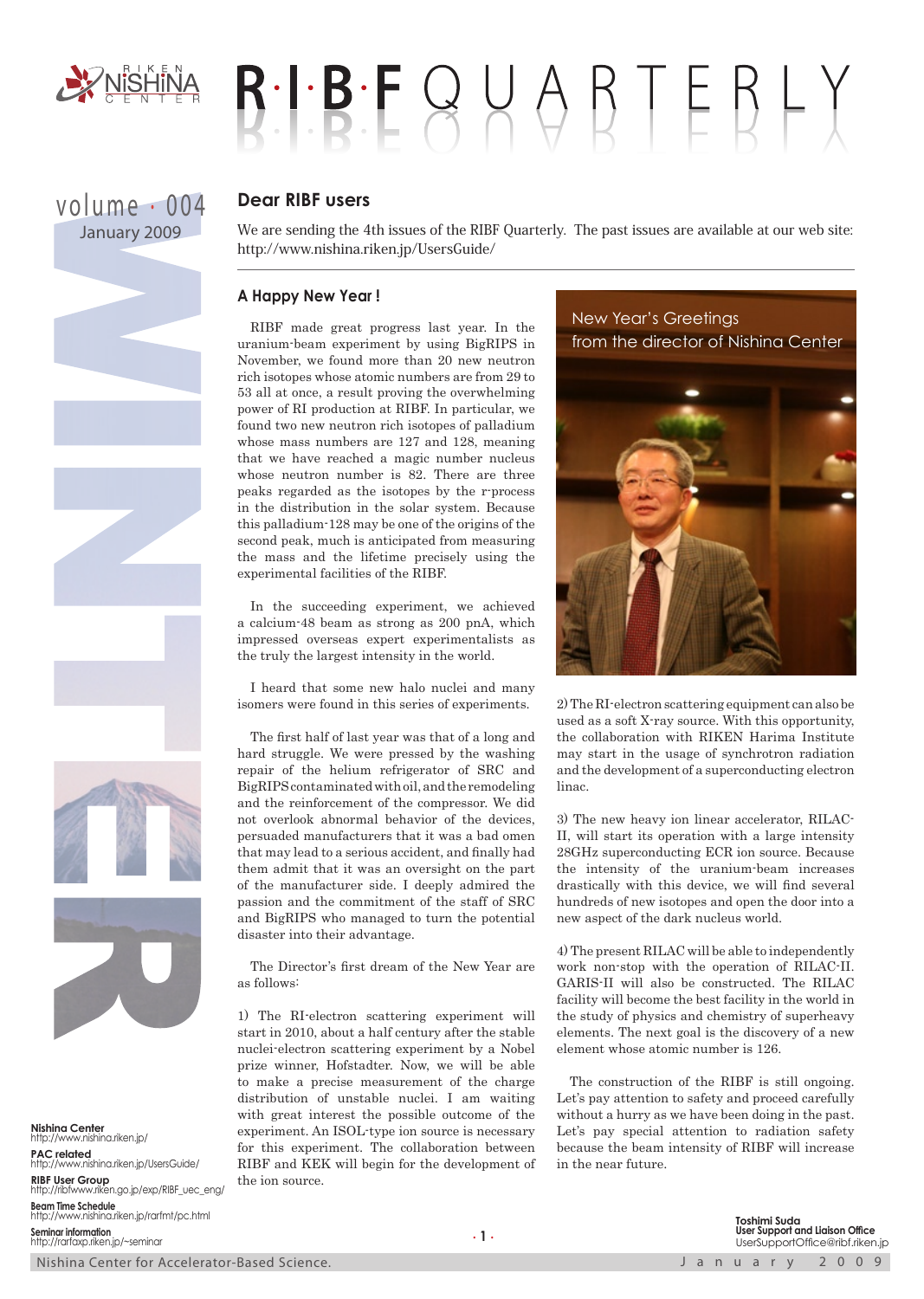# RIBF QUARTERLY

volume · 004
January 2009

## Dear RIBF users

We are sending the 4th issues of the RIBF Quarterly. The past issues are available at our web site: http://www.nishina.riken.jp/UsersGuide/

### A Happy New Year !

RIBF made great progress last year. In the uranium-beam experiment by using BigRIPS in November, we found more than 20 new neutron rich isotopes whose atomic numbers are from 29 to 53 all at once, a result proving the overwhelming power of RI production at RIBF. In particular, we found two new neutron rich isotopes of palladium whose mass numbers are 127 and 128, meaning that we have reached a magic number nucleus whose neutron number is 82. There are three peaks regarded as the isotopes by the r-process in the distribution in the solar system. Because this palladium-128 may be one of the origins of the second peak, much is anticipated from measuring the mass and the lifetime precisely using the experimental facilities of the RIBF.

In the succeeding experiment, we achieved a calcium-48 beam as strong as 200 pnA, which impressed overseas expert experimentalists as the truly the largest intensity in the world.

I heard that some new halo nuclei and many isomers were found in this series of experiments.

The first half of last year was that of a long and hard struggle. We were pressed by the washing repair of the helium refrigerator of SRC and BigRIPS contaminated with oil, and the remodeling and the reinforcement of the compressor. We did not overlook abnormal behavior of the devices, persuaded manufacturers that it was a bad omen that may lead to a serious accident, and finally had them admit that it was an oversight on the part of the manufacturer side. I deeply admired the passion and the commitment of the staff of SRC and BigRIPS who managed to turn the potential disaster into their advantage.

The Director's first dream of the New Year are as follows:

1) The RI-electron scattering experiment will start in 2010, about a half century after the stable nuclei-electron scattering experiment by a Nobel prize winner, Hofstadter. Now, we will be able to make a precise measurement of the charge distribution of unstable nuclei. I am waiting with great interest the possible outcome of the experiment. An ISOL-type ion source is necessary for this experiment. The collaboration between RIBF and KEK will begin for the development of the ion source.

New Year's Greetings from the director of Nishina Center

2) The RI-electron scattering equipment can also be used as a soft X-ray source. With this opportunity, the collaboration with RIKEN Harima Institute may start in the usage of synchrotron radiation and the development of a superconducting electron linac.

3) The new heavy ion linear accelerator, RILAC-II, will start its operation with a large intensity 28GHz superconducting ECR ion source. Because the intensity of the uranium-beam increases drastically with this device, we will find several hundreds of new isotopes and open the door into a new aspect of the dark nucleus world.

4) The present RILAC will be able to independently work non-stop with the operation of RILAC-II. GARIS-II will also be constructed. The RILAC facility will become the best facility in the world in the study of physics and chemistry of superheavy elements. The next goal is the discovery of a new element whose atomic number is 126.

The construction of the RIBF is still ongoing. Let's pay attention to safety and proceed carefully without a hurry as we have been doing in the past. Let's pay special attention to radiation safety because the beam intensity of RIBF will increase in the near future.

**Toshimi Suda**
**User Support and Liaison Office**
UserSupportOffice@ribf.riken.jp

**Nishina Center**
http://www.nishina.riken.jp/

**PAC related**
http://www.nishina.riken.jp/UsersGuide/

**RIBF User Group**
http://ribfwww.riken.go.jp/exp/RIBF_uec_eng/

**Beam Time Schedule**
http://www.nishina.riken.jp/rarfmt/pc.html

**Seminar information**
http://rarfaxp.riken.jp/~seminar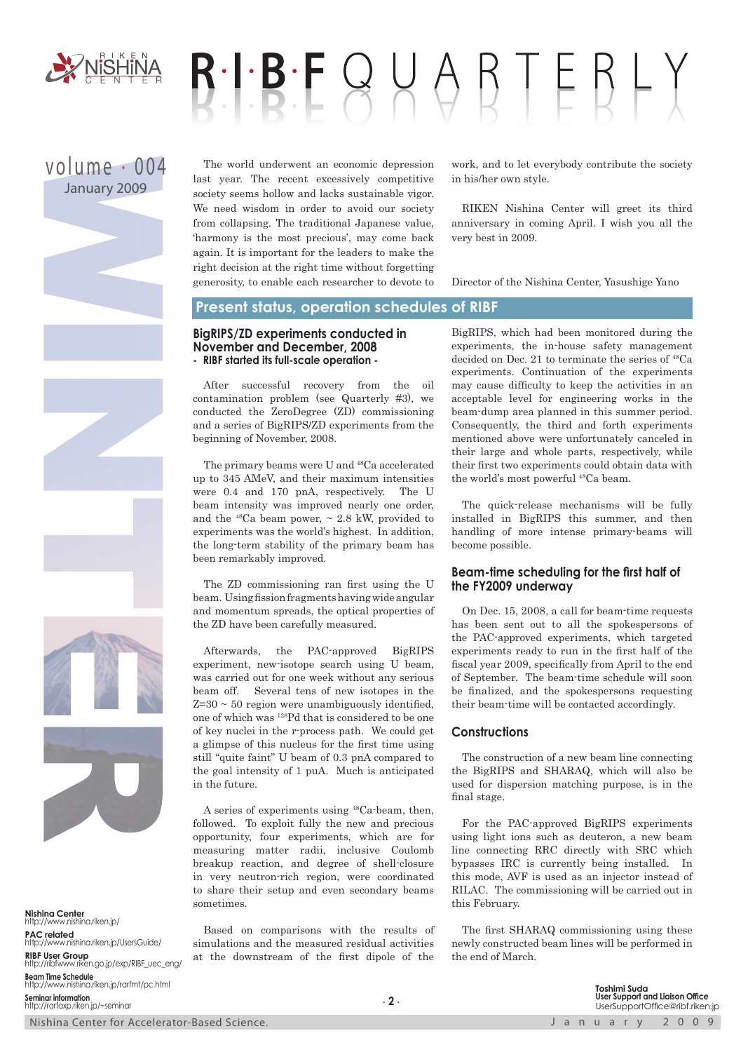The world underwent an economic depression last year. The recent excessively competitive society seems hollow and lacks sustainable vigor. We need wisdom in order to avoid our society from collapsing. The traditional Japanese value, 'harmony is the most precious', may come back again. It is important for the leaders to make the right decision at the right time without forgetting generosity, to enable each researcher to devote to work, and to let everybody contribute the society in his/her own style.

RIKEN Nishina Center will greet its third anniversary in coming April. I wish you all the very best in 2009.

Director of the Nishina Center, Yasushige Yano

## Present status, operation schedules of RIBF

### BigRIPS/ZD experiments conducted in November and December, 2008

**- RIBF started its full-scale operation -**

After successful recovery from the oil contamination problem (see Quarterly #3), we conducted the ZeroDegree (ZD) commissioning and a series of BigRIPS/ZD experiments from the beginning of November, 2008.

The primary beams were U and $^{48}$Ca accelerated up to 345 AMeV, and their maximum intensities were 0.4 and 170 pnA, respectively. The U beam intensity was improved nearly one order, and the $^{48}$Ca beam power, ~ 2.8 kW, provided to experiments was the world's highest. In addition, the long-term stability of the primary beam has been remarkably improved.

The ZD commissioning ran first using the U beam. Using fission fragments having wide angular and momentum spreads, the optical properties of the ZD have been carefully measured.

Afterwards, the PAC-approved BigRIPS experiment, new-isotope search using U beam, was carried out for one week without any serious beam off. Several tens of new isotopes in the Z=30 ~ 50 region were unambiguously identified, one of which was $^{128}$Pd that is considered to be one of key nuclei in the r-process path. We could get a glimpse of this nucleus for the first time using still "quite faint" U beam of 0.3 pnA compared to the goal intensity of 1 puA. Much is anticipated in the future.

A series of experiments using $^{48}$Ca-beam, then, followed. To exploit fully the new and precious opportunity, four experiments, which are for measuring matter radii, inclusive Coulomb breakup reaction, and degree of shell-closure in very neutron-rich region, were coordinated to share their setup and even secondary beams sometimes.

Based on comparisons with the results of simulations and the measured residual activities at the downstream of the first dipole of the BigRIPS, which had been monitored during the experiments, the in-house safety management decided on Dec. 21 to terminate the series of $^{48}$Ca experiments. Continuation of the experiments may cause difficulty to keep the activities in an acceptable level for engineering works in the beam-dump area planned in this summer period. Consequently, the third and forth experiments mentioned above were unfortunately canceled in their large and whole parts, respectively, while their first two experiments could obtain data with the world's most powerful $^{48}$Ca beam.

The quick-release mechanisms will be fully installed in BigRIPS this summer, and then handling of more intense primary-beams will become possible.

### Beam-time scheduling for the first half of the FY2009 underway

On Dec. 15, 2008, a call for beam-time requests has been sent out to all the spokespersons of the PAC-approved experiments, which targeted experiments ready to run in the first half of the fiscal year 2009, specifically from April to the end of September. The beam-time schedule will soon be finalized, and the spokespersons requesting their beam-time will be contacted accordingly.

### Constructions

The construction of a new beam line connecting the BigRIPS and SHARAQ, which will also be used for dispersion matching purpose, is in the final stage.

For the PAC-approved BigRIPS experiments using light ions such as deuteron, a new beam line connecting RRC directly with SRC which bypasses IRC is currently being installed. In this mode, AVF is used as an injector instead of RILAC. The commissioning will be carried out in this February.

The first SHARAQ commissioning using these newly constructed beam lines will be performed in the end of March.

**Toshimi Suda**
**User Support and Liaison Office**
UserSupportOffice@ribf.riken.jp

**Nishina Center**
http://www.nishina.riken.jp/
**PAC related**
http://www.nishina.riken.jp/UsersGuide/
**RIBF User Group**
http://ribfwww.riken.go.jp/exp/RIBF_uec_eng/
**Beam Time Schedule**
http://www.nishina.riken.jp/rarfmt/pc.html
**Seminar information**
http://rarfaxp.riken.jp/~seminar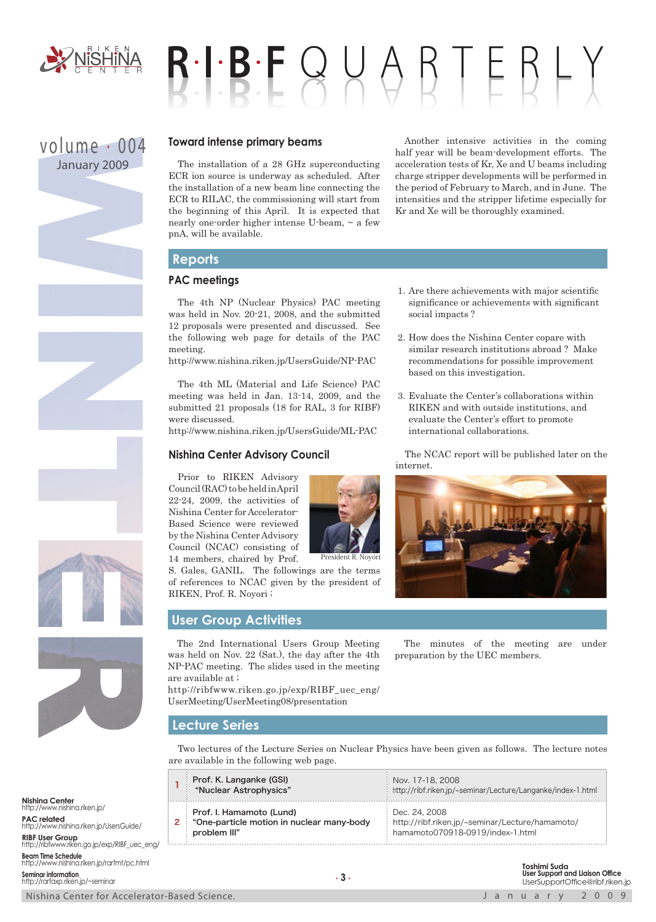## Toward intense primary beams

The installation of a 28 GHz superconducting ECR ion source is underway as scheduled. After the installation of a new beam line connecting the ECR to RILAC, the commissioning will start from the beginning of this April. It is expected that nearly one-order higher intense U-beam, ~ a few pnA, will be available.

Another intensive activities in the coming half year will be beam-development efforts. The acceleration tests of Kr, Xe and U beams including charge stripper developments will be performed in the period of February to March, and in June. The intensities and the stripper lifetime especially for Kr and Xe will be thoroughly examined.

# Reports

## PAC meetings

The 4th NP (Nuclear Physics) PAC meeting was held in Nov. 20-21, 2008, and the submitted 12 proposals were presented and discussed. See the following web page for details of the PAC meeting.
http://www.nishina.riken.jp/UsersGuide/NP-PAC

The 4th ML (Material and Life Science) PAC meeting was held in Jan. 13-14, 2009, and the submitted 21 proposals (18 for RAL, 3 for RIBF) were discussed.
http://www.nishina.riken.jp/UsersGuide/ML-PAC

## Nishina Center Advisory Council

Prior to RIKEN Advisory Council (RAC) to be held in April 22-24, 2009, the activities of Nishina Center for Accelerator-Based Science were reviewed by the Nishina Center Advisory Council (NCAC) consisting of 14 members, chaired by Prof. S. Gales, GANIL. The followings are the terms of references to NCAC given by the president of RIKEN, Prof. R. Noyori ;

President R. Noyori

1. Are there achievements with major scientific significance or achievements with significant social impacts ?
2. How does the Nishina Center copare with similar research institutions abroad ? Make recommendations for possible improvement based on this investigation.
3. Evaluate the Center's collaborations within RIKEN and with outside institutions, and evaluate the Center's effort to promote international collaborations.

The NCAC report will be published later on the internet.

# User Group Activities

The 2nd International Users Group Meeting was held on Nov. 22 (Sat.), the day after the 4th NP-PAC meeting. The slides used in the meeting are available at ;
http://ribfwww.riken.go.jp/exp/RIBF_uec_eng/UserMeeting/UserMeeting08/presentation

The minutes of the meeting are under preparation by the UEC members.

# Lecture Series

Two lectures of the Lecture Series on Nuclear Physics have been given as follows. The lecture notes are available in the following web page.

| | Lecture | Date / URL |
|---|---|---|
| 1 | Prof. K. Langanke (GSI) "Nuclear Astrophysics" | Nov. 17-18, 2008 http://ribf.riken.jp/~seminar/Lecture/Langanke/index-1.html |
| 2 | Prof. I. Hamamoto (Lund) "One-particle motion in nuclear many-body problem III" | Dec. 24, 2008 http://ribf.riken.jp/~seminar/Lecture/hamamoto/hamamoto070918-0919/index-1.html |

**Nishina Center**
http://www.nishina.riken.jp/
**PAC related**
http://www.nishina.riken.jp/UsersGuide/
**RIBF User Group**
http://ribfwww.riken.go.jp/exp/RIBF_uec_eng/
**Beam Time Schedule**
http://www.nishina.riken.jp/rarfmt/pc.html
**Seminar information**
http://rarfaxp.riken.jp/~seminar

**Toshimi Suda**
**User Support and Liaison Office**
UserSupportOffice@ribf.riken.jp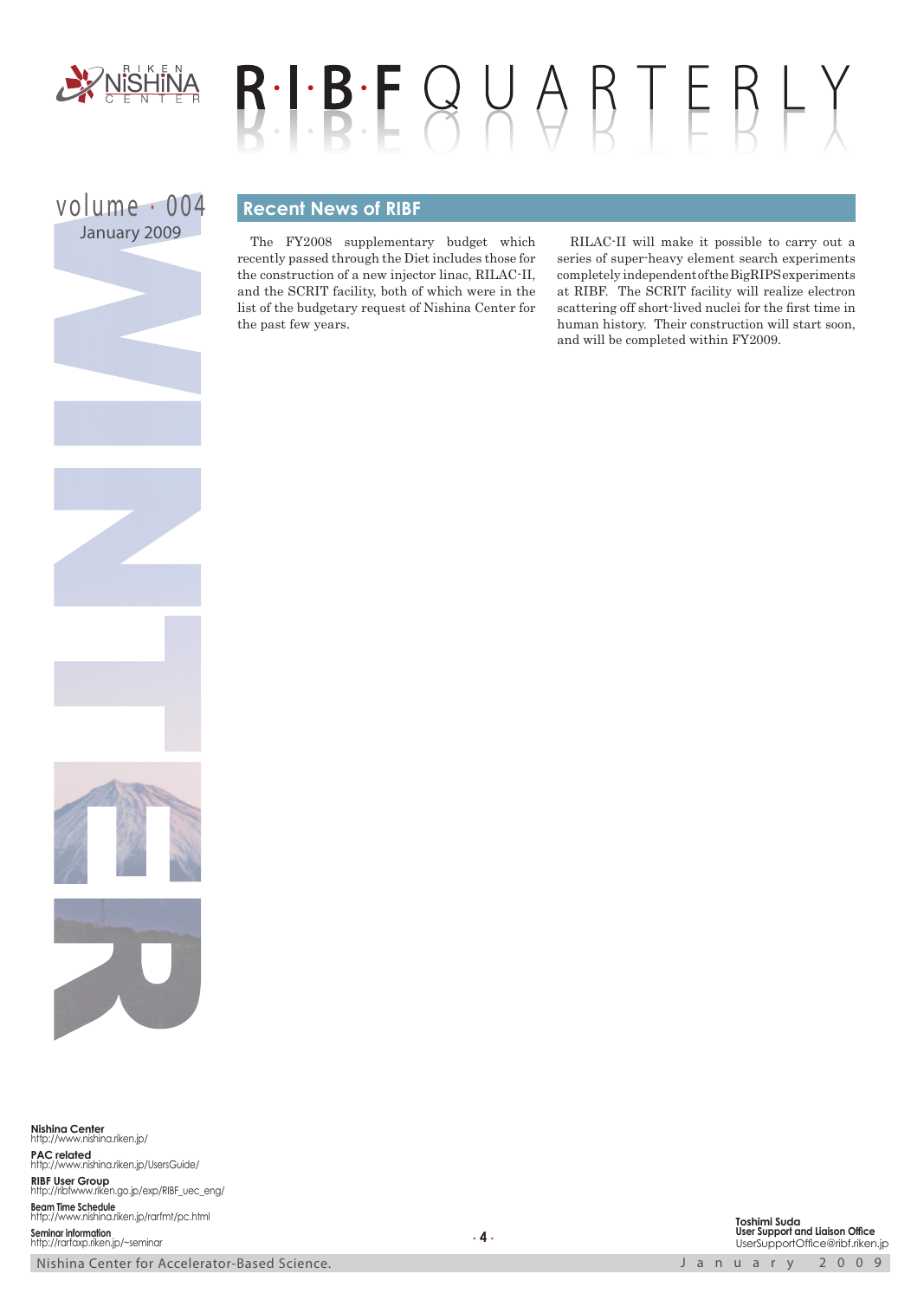## Recent News of RIBF

The FY2008 supplementary budget which recently passed through the Diet includes those for the construction of a new injector linac, RILAC-II, and the SCRIT facility, both of which were in the list of the budgetary request of Nishina Center for the past few years.

RILAC-II will make it possible to carry out a series of super-heavy element search experiments completely independent of the BigRIPS experiments at RIBF. The SCRIT facility will realize electron scattering off short-lived nuclei for the first time in human history. Their construction will start soon, and will be completed within FY2009.

**Toshimi Suda**
**User Support and Liaison Office**
UserSupportOffice@ribf.riken.jp

**Nishina Center**
http://www.nishina.riken.jp/

**PAC related**
http://www.nishina.riken.jp/UsersGuide/

**RIBF User Group**
http://ribfwww.riken.go.jp/exp/RIBF_uec_eng/

**Beam Time Schedule**
http://www.nishina.riken.jp/rarfmt/pc.html

**Seminar information**
http://rarfaxp.riken.jp/~seminar